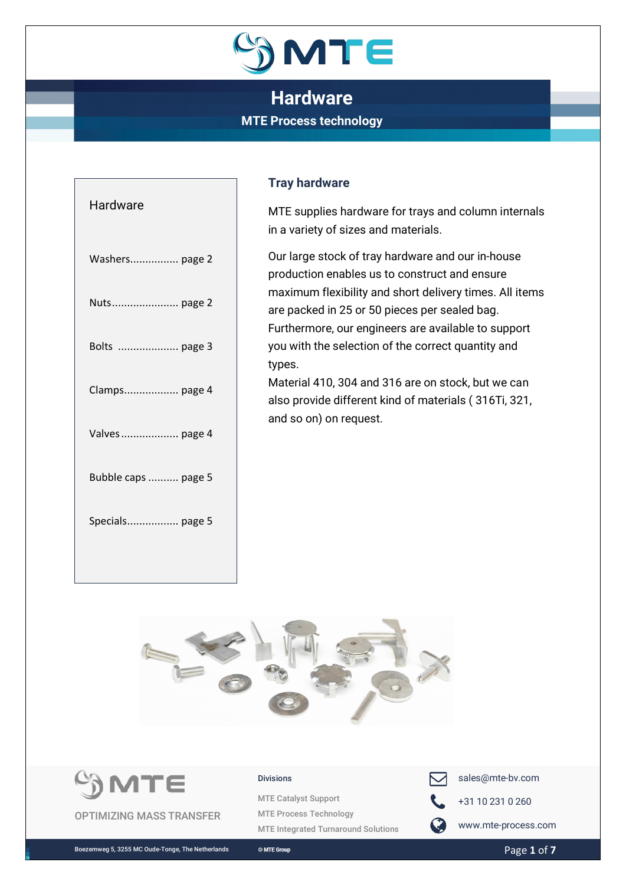# Hardware

## MTE Process technology

### Hardware

- Washers................ page 2
- Nuts...................... page 2
- Bolts .................... page 3
- Clamps.................. page 4
- Valves ................... page 4
- Bubble caps .......... page 5
- Specials................. page 5

### Tray hardware

MTE supplies hardware for trays and column internals in a variety of sizes and materials.

Our large stock of tray hardware and our in-house production enables us to construct and ensure maximum flexibility and short delivery times. All items are packed in 25 or 50 pieces per sealed bag. Furthermore, our engineers are available to support you with the selection of the correct quantity and types.

Material 410, 304 and 316 are on stock, but we can also provide different kind of materials ( 316Ti, 321, and so on) on request.

MTE

OPTIMIZING MASS TRANSFER

**Divisions**

MTE Catalyst Support

MTE Process Technology

MTE Integrated Turnaround Solutions

sales@mte-bv.com

+31 10 231 0 260

www.mte-process.com

Boezemweg 5, 3255 MC Oude-Tonge, The Netherlands

© MTE Group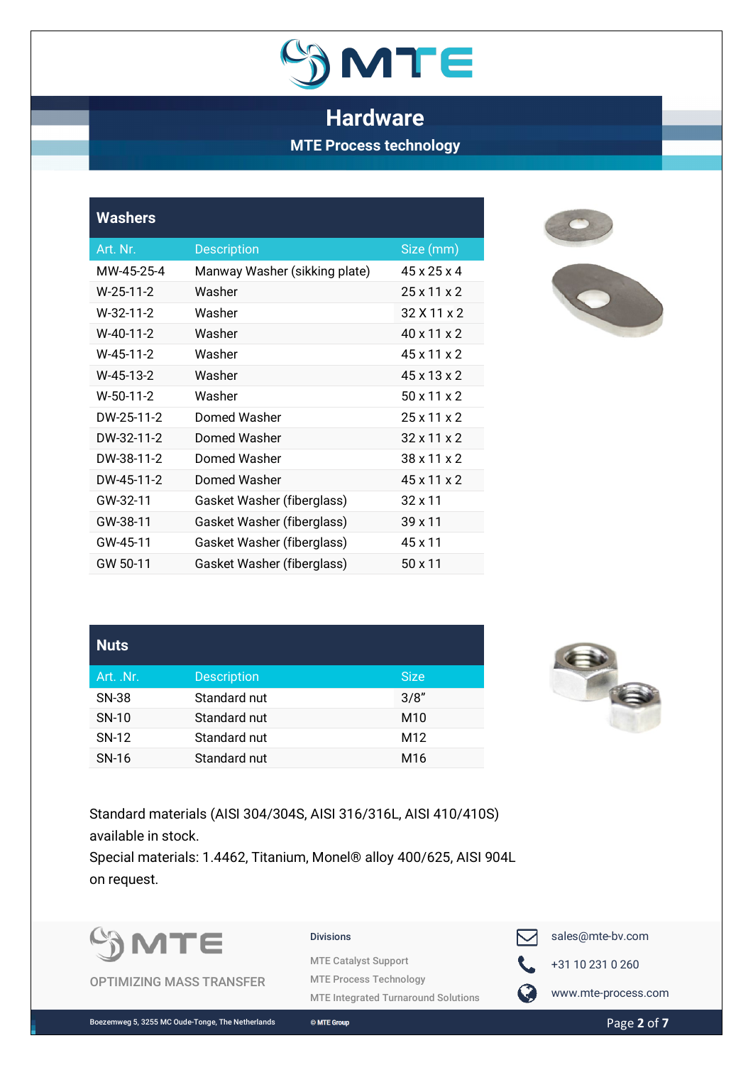# Hardware

## MTE Process technology

### Washers

| Art. Nr. | Description | Size (mm) |
|---|---|---|
| MW-45-25-4 | Manway Washer (sikking plate) | 45 x 25 x 4 |
| W-25-11-2 | Washer | 25 x 11 x 2 |
| W-32-11-2 | Washer | 32 X 11 x 2 |
| W-40-11-2 | Washer | 40 x 11 x 2 |
| W-45-11-2 | Washer | 45 x 11 x 2 |
| W-45-13-2 | Washer | 45 x 13 x 2 |
| W-50-11-2 | Washer | 50 x 11 x 2 |
| DW-25-11-2 | Domed Washer | 25 x 11 x 2 |
| DW-32-11-2 | Domed Washer | 32 x 11 x 2 |
| DW-38-11-2 | Domed Washer | 38 x 11 x 2 |
| DW-45-11-2 | Domed Washer | 45 x 11 x 2 |
| GW-32-11 | Gasket Washer (fiberglass) | 32 x 11 |
| GW-38-11 | Gasket Washer (fiberglass) | 39 x 11 |
| GW-45-11 | Gasket Washer (fiberglass) | 45 x 11 |
| GW 50-11 | Gasket Washer (fiberglass) | 50 x 11 |

### Nuts

| Art. .Nr. | Description | Size |
|---|---|---|
| SN-38 | Standard nut | 3/8" |
| SN-10 | Standard nut | M10 |
| SN-12 | Standard nut | M12 |
| SN-16 | Standard nut | M16 |

Standard materials (AISI 304/304S, AISI 316/316L, AISI 410/410S) available in stock.
Special materials: 1.4462, Titanium, Monel® alloy 400/625, AISI 904L on request.

MTE

OPTIMIZING MASS TRANSFER

Divisions

MTE Catalyst Support

MTE Process Technology

MTE Integrated Turnaround Solutions

sales@mte-bv.com

+31 10 231 0 260

www.mte-process.com

Boezemweg 5, 3255 MC Oude-Tonge, The Netherlands

© MTE Group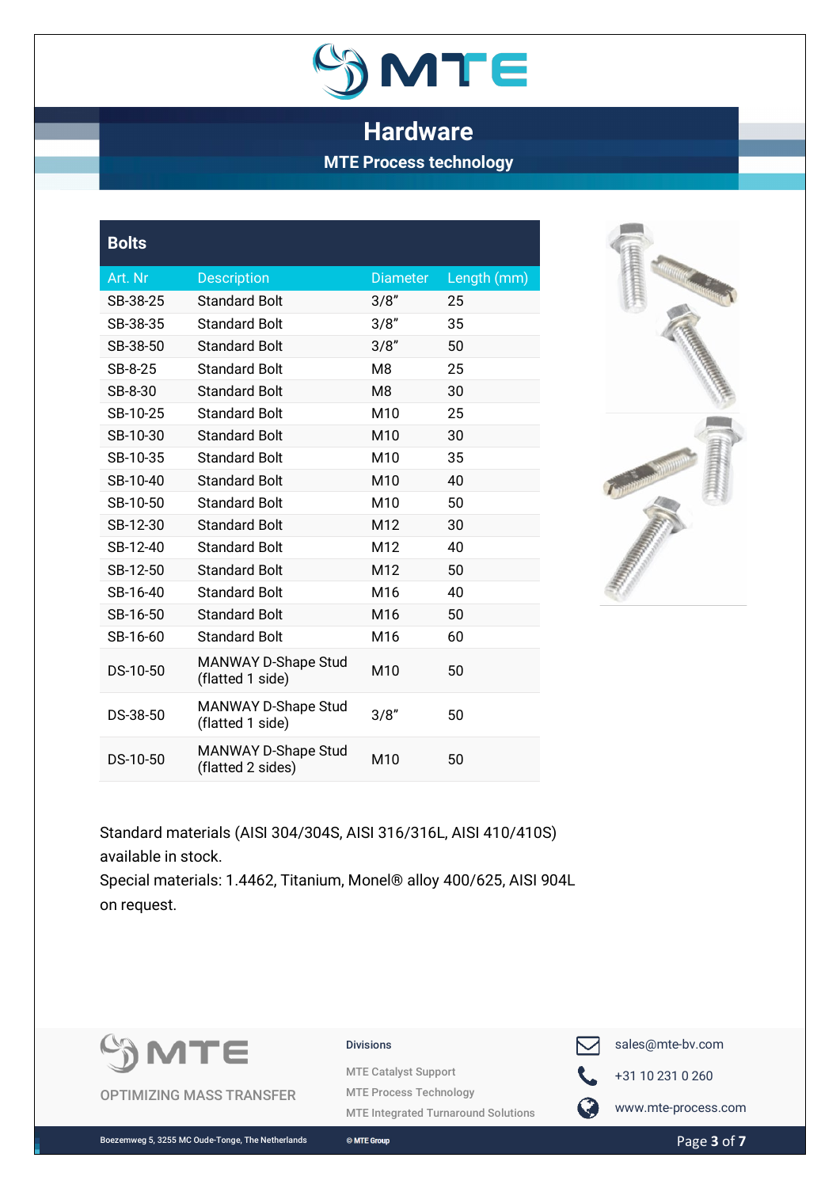# Hardware

## MTE Process technology

### Bolts

| Art. Nr | Description | Diameter | Length (mm) |
|---|---|---|---|
| SB-38-25 | Standard Bolt | 3/8" | 25 |
| SB-38-35 | Standard Bolt | 3/8" | 35 |
| SB-38-50 | Standard Bolt | 3/8" | 50 |
| SB-8-25 | Standard Bolt | M8 | 25 |
| SB-8-30 | Standard Bolt | M8 | 30 |
| SB-10-25 | Standard Bolt | M10 | 25 |
| SB-10-30 | Standard Bolt | M10 | 30 |
| SB-10-35 | Standard Bolt | M10 | 35 |
| SB-10-40 | Standard Bolt | M10 | 40 |
| SB-10-50 | Standard Bolt | M10 | 50 |
| SB-12-30 | Standard Bolt | M12 | 30 |
| SB-12-40 | Standard Bolt | M12 | 40 |
| SB-12-50 | Standard Bolt | M12 | 50 |
| SB-16-40 | Standard Bolt | M16 | 40 |
| SB-16-50 | Standard Bolt | M16 | 50 |
| SB-16-60 | Standard Bolt | M16 | 60 |
| DS-10-50 | MANWAY D-Shape Stud (flatted 1 side) | M10 | 50 |
| DS-38-50 | MANWAY D-Shape Stud (flatted 1 side) | 3/8" | 50 |
| DS-10-50 | MANWAY D-Shape Stud (flatted 2 sides) | M10 | 50 |

Standard materials (AISI 304/304S, AISI 316/316L, AISI 410/410S) available in stock.
Special materials: 1.4462, Titanium, Monel® alloy 400/625, AISI 904L on request.

OPTIMIZING MASS TRANSFER

Divisions

MTE Catalyst Support
MTE Process Technology
MTE Integrated Turnaround Solutions

sales@mte-bv.com
+31 10 231 0 260
www.mte-process.com

Boezemweg 5, 3255 MC Oude-Tonge, The Netherlands
© MTE Group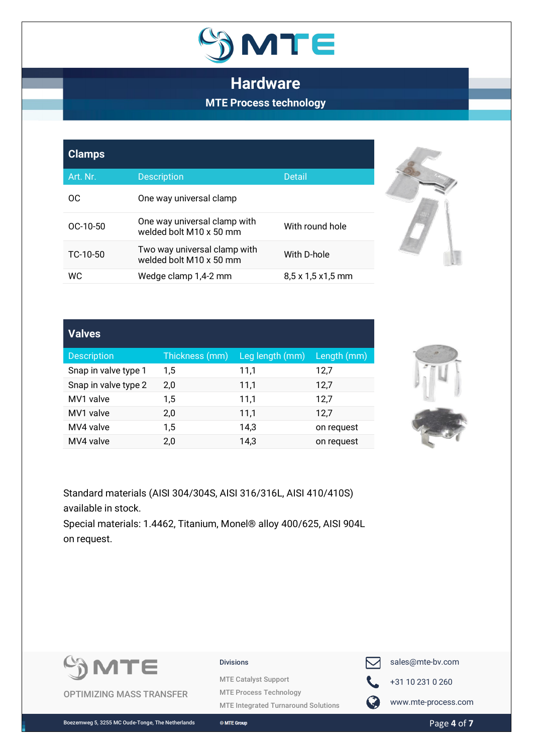# Hardware

## MTE Process technology

| Clamps | | |
|---|---|---|
| **Art. Nr.** | **Description** | **Detail** |
| OC | One way universal clamp | |
| OC-10-50 | One way universal clamp with welded bolt M10 x 50 mm | With round hole |
| TC-10-50 | Two way universal clamp with welded bolt M10 x 50 mm | With D-hole |
| WC | Wedge clamp 1,4-2 mm | 8,5 x 1,5 x1,5 mm |

| Valves | | | |
|---|---|---|---|
| **Description** | **Thickness (mm)** | **Leg length (mm)** | **Length (mm)** |
| Snap in valve type 1 | 1,5 | 11,1 | 12,7 |
| Snap in valve type 2 | 2,0 | 11,1 | 12,7 |
| MV1 valve | 1,5 | 11,1 | 12,7 |
| MV1 valve | 2,0 | 11,1 | 12,7 |
| MV4 valve | 1,5 | 14,3 | on request |
| MV4 valve | 2,0 | 14,3 | on request |

Standard materials (AISI 304/304S, AISI 316/316L, AISI 410/410S) available in stock.
Special materials: 1.4462, Titanium, Monel® alloy 400/625, AISI 904L on request.

MTE
OPTIMIZING MASS TRANSFER

Divisions
MTE Catalyst Support
MTE Process Technology
MTE Integrated Turnaround Solutions

sales@mte-bv.com
+31 10 231 0 260
www.mte-process.com

Boezemweg 5, 3255 MC Oude-Tonge, The Netherlands
© MTE Group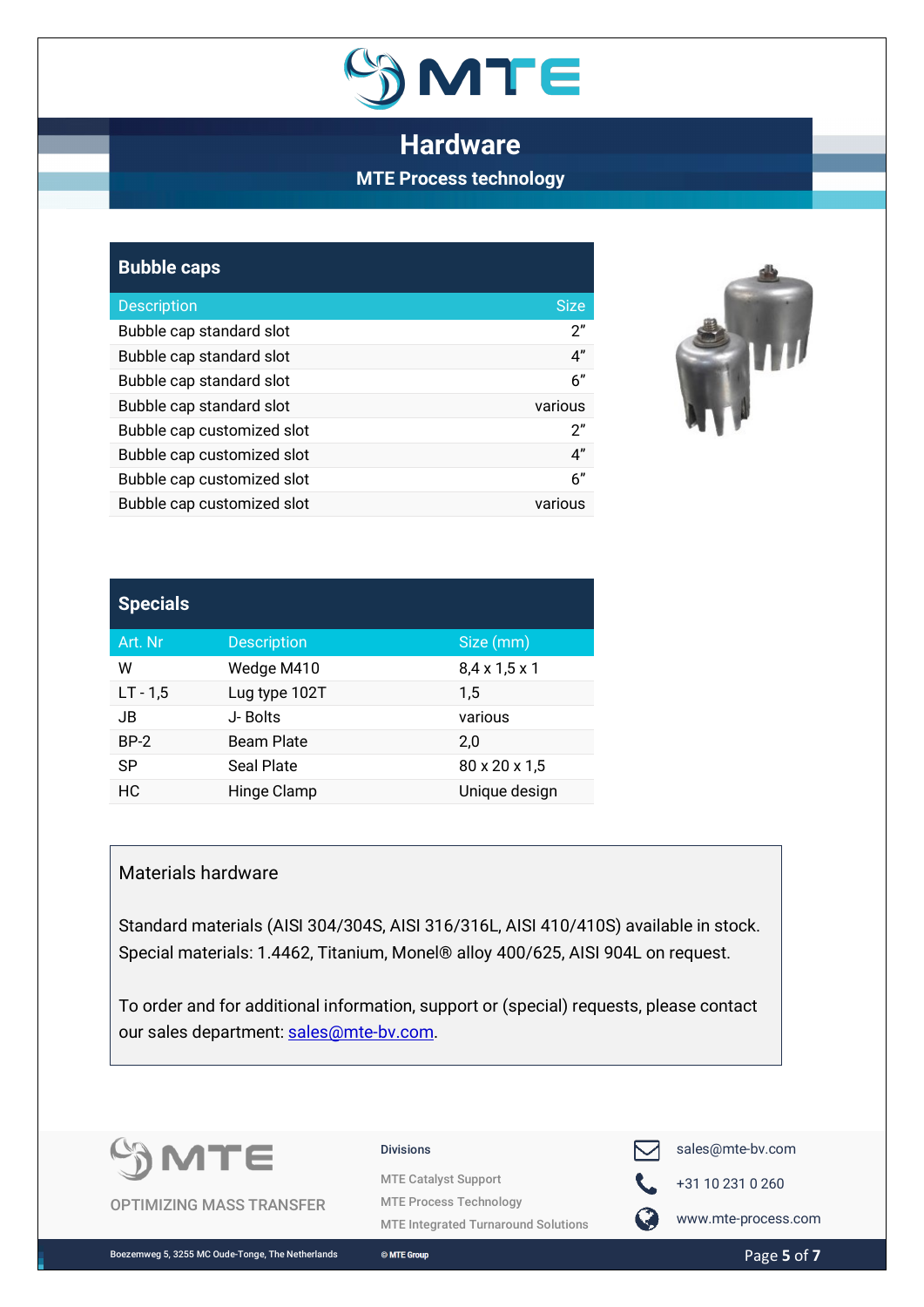# Hardware

## MTE Process technology

### Bubble caps

| Description | Size |
|---|---|
| Bubble cap standard slot | 2” |
| Bubble cap standard slot | 4” |
| Bubble cap standard slot | 6” |
| Bubble cap standard slot | various |
| Bubble cap customized slot | 2” |
| Bubble cap customized slot | 4” |
| Bubble cap customized slot | 6” |
| Bubble cap customized slot | various |

### Specials

| Art. Nr | Description | Size (mm) |
|---|---|---|
| W | Wedge M410 | 8,4 x 1,5 x 1 |
| LT - 1,5 | Lug type 102T | 1,5 |
| JB | J- Bolts | various |
| BP-2 | Beam Plate | 2,0 |
| SP | Seal Plate | 80 x 20 x 1,5 |
| HC | Hinge Clamp | Unique design |

### Materials hardware

Standard materials (AISI 304/304S, AISI 316/316L, AISI 410/410S) available in stock.
Special materials: 1.4462, Titanium, Monel® alloy 400/625, AISI 904L on request.

To order and for additional information, support or (special) requests, please contact our sales department: sales@mte-bv.com.

OPTIMIZING MASS TRANSFER

Divisions

- MTE Catalyst Support
- MTE Process Technology
- MTE Integrated Turnaround Solutions

sales@mte-bv.com
+31 10 231 0 260
www.mte-process.com

Boezemweg 5, 3255 MC Oude-Tonge, The Netherlands
© MTE Group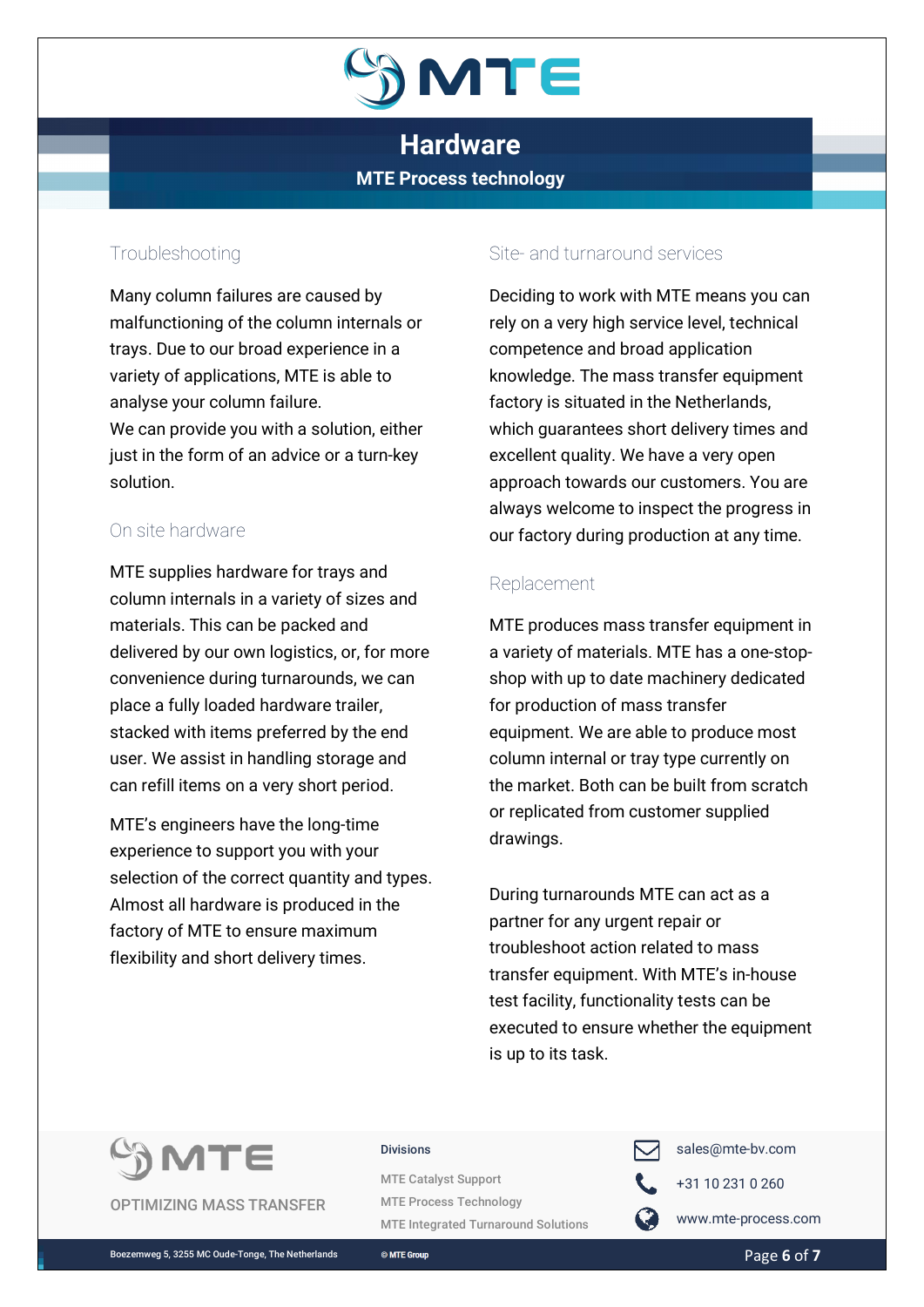# Hardware

**MTE Process technology**

## Troubleshooting

Many column failures are caused by malfunctioning of the column internals or trays. Due to our broad experience in a variety of applications, MTE is able to analyse your column failure.
We can provide you with a solution, either just in the form of an advice or a turn-key solution.

## On site hardware

MTE supplies hardware for trays and column internals in a variety of sizes and materials. This can be packed and delivered by our own logistics, or, for more convenience during turnarounds, we can place a fully loaded hardware trailer, stacked with items preferred by the end user. We assist in handling storage and can refill items on a very short period.

MTE's engineers have the long-time experience to support you with your selection of the correct quantity and types. Almost all hardware is produced in the factory of MTE to ensure maximum flexibility and short delivery times.

## Site- and turnaround services

Deciding to work with MTE means you can rely on a very high service level, technical competence and broad application knowledge. The mass transfer equipment factory is situated in the Netherlands, which guarantees short delivery times and excellent quality. We have a very open approach towards our customers. You are always welcome to inspect the progress in our factory during production at any time.

## Replacement

MTE produces mass transfer equipment in a variety of materials. MTE has a one-stop-shop with up to date machinery dedicated for production of mass transfer equipment. We are able to produce most column internal or tray type currently on the market. Both can be built from scratch or replicated from customer supplied drawings.

During turnarounds MTE can act as a partner for any urgent repair or troubleshoot action related to mass transfer equipment. With MTE's in-house test facility, functionality tests can be executed to ensure whether the equipment is up to its task.

MTE
OPTIMIZING MASS TRANSFER

**Divisions**

MTE Catalyst Support
MTE Process Technology
MTE Integrated Turnaround Solutions

sales@mte-bv.com
+31 10 231 0 260
www.mte-process.com

Boezemweg 5, 3255 MC Oude-Tonge, The Netherlands
© MTE Group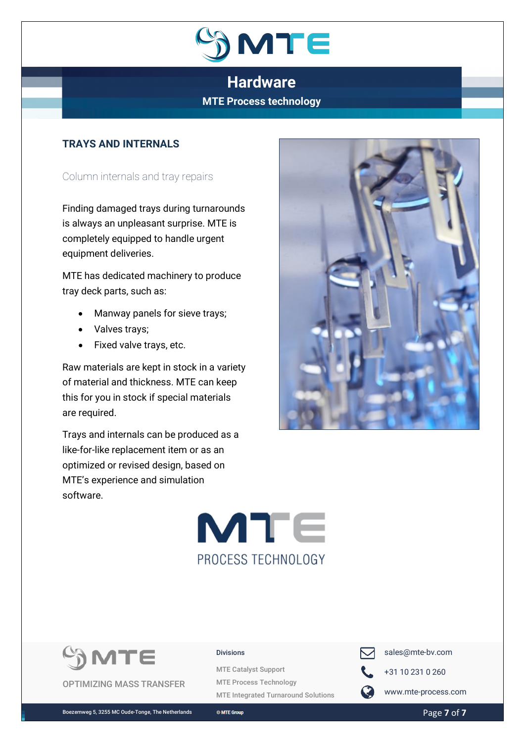# Hardware

## MTE Process technology

### TRAYS AND INTERNALS

Column internals and tray repairs

Finding damaged trays during turnarounds is always an unpleasant surprise. MTE is completely equipped to handle urgent equipment deliveries.

MTE has dedicated machinery to produce tray deck parts, such as:

- Manway panels for sieve trays;
- Valves trays;
- Fixed valve trays, etc.

Raw materials are kept in stock in a variety of material and thickness. MTE can keep this for you in stock if special materials are required.

Trays and internals can be produced as a like-for-like replacement item or as an optimized or revised design, based on MTE's experience and simulation software.

MTE PROCESS TECHNOLOGY

MTE OPTIMIZING MASS TRANSFER

**Divisions**

MTE Catalyst Support
MTE Process Technology
MTE Integrated Turnaround Solutions

sales@mte-bv.com
+31 10 231 0 260
www.mte-process.com

Boezemweg 5, 3255 MC Oude-Tonge, The Netherlands

© MTE Group